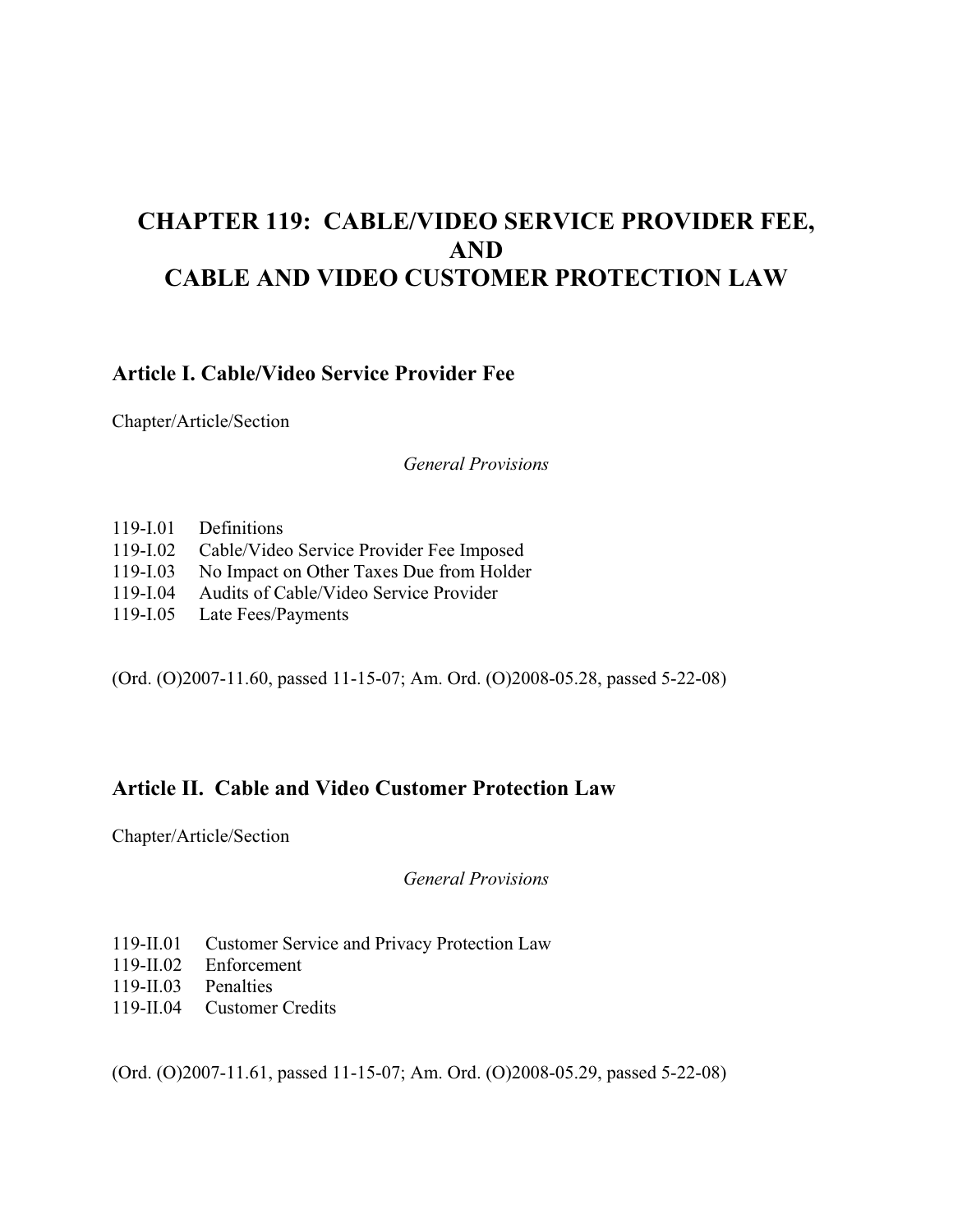# CHAPTER 119: CABLE/VIDEO SERVICE PROVIDER FEE, AND CABLE AND VIDEO CUSTOMER PROTECTION LAW

## Article I. Cable/Video Service Provider Fee

Chapter/Article/Section

*General Provisions*

119-I.01 Definitions
119-I.02 Cable/Video Service Provider Fee Imposed
119-I.03 No Impact on Other Taxes Due from Holder
119-I.04 Audits of Cable/Video Service Provider
119-I.05 Late Fees/Payments

(Ord. (O)2007-11.60, passed 11-15-07; Am. Ord. (O)2008-05.28, passed 5-22-08)

## Article II. Cable and Video Customer Protection Law

Chapter/Article/Section

*General Provisions*

119-II.01 Customer Service and Privacy Protection Law
119-II.02 Enforcement
119-II.03 Penalties
119-II.04 Customer Credits

(Ord. (O)2007-11.61, passed 11-15-07; Am. Ord. (O)2008-05.29, passed 5-22-08)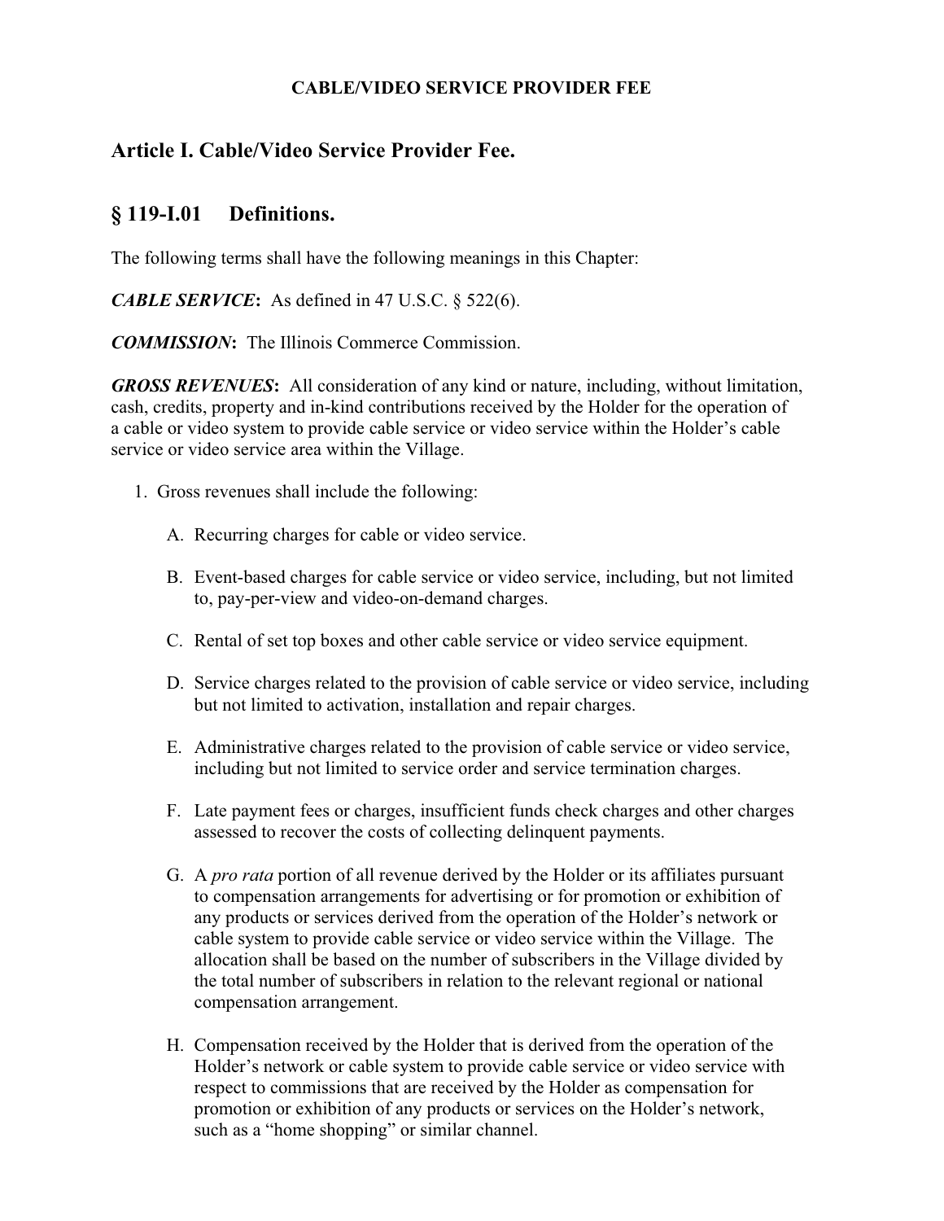**CABLE/VIDEO SERVICE PROVIDER FEE**

## Article I. Cable/Video Service Provider Fee.

## § 119-I.01 Definitions.

The following terms shall have the following meanings in this Chapter:

***CABLE SERVICE*:** As defined in 47 U.S.C. § 522(6).

***COMMISSION*:** The Illinois Commerce Commission.

***GROSS REVENUES*:** All consideration of any kind or nature, including, without limitation, cash, credits, property and in-kind contributions received by the Holder for the operation of a cable or video system to provide cable service or video service within the Holder's cable service or video service area within the Village.

1. Gross revenues shall include the following:

   A. Recurring charges for cable or video service.

   B. Event-based charges for cable service or video service, including, but not limited to, pay-per-view and video-on-demand charges.

   C. Rental of set top boxes and other cable service or video service equipment.

   D. Service charges related to the provision of cable service or video service, including but not limited to activation, installation and repair charges.

   E. Administrative charges related to the provision of cable service or video service, including but not limited to service order and service termination charges.

   F. Late payment fees or charges, insufficient funds check charges and other charges assessed to recover the costs of collecting delinquent payments.

   G. A *pro rata* portion of all revenue derived by the Holder or its affiliates pursuant to compensation arrangements for advertising or for promotion or exhibition of any products or services derived from the operation of the Holder's network or cable system to provide cable service or video service within the Village. The allocation shall be based on the number of subscribers in the Village divided by the total number of subscribers in relation to the relevant regional or national compensation arrangement.

   H. Compensation received by the Holder that is derived from the operation of the Holder's network or cable system to provide cable service or video service with respect to commissions that are received by the Holder as compensation for promotion or exhibition of any products or services on the Holder's network, such as a "home shopping" or similar channel.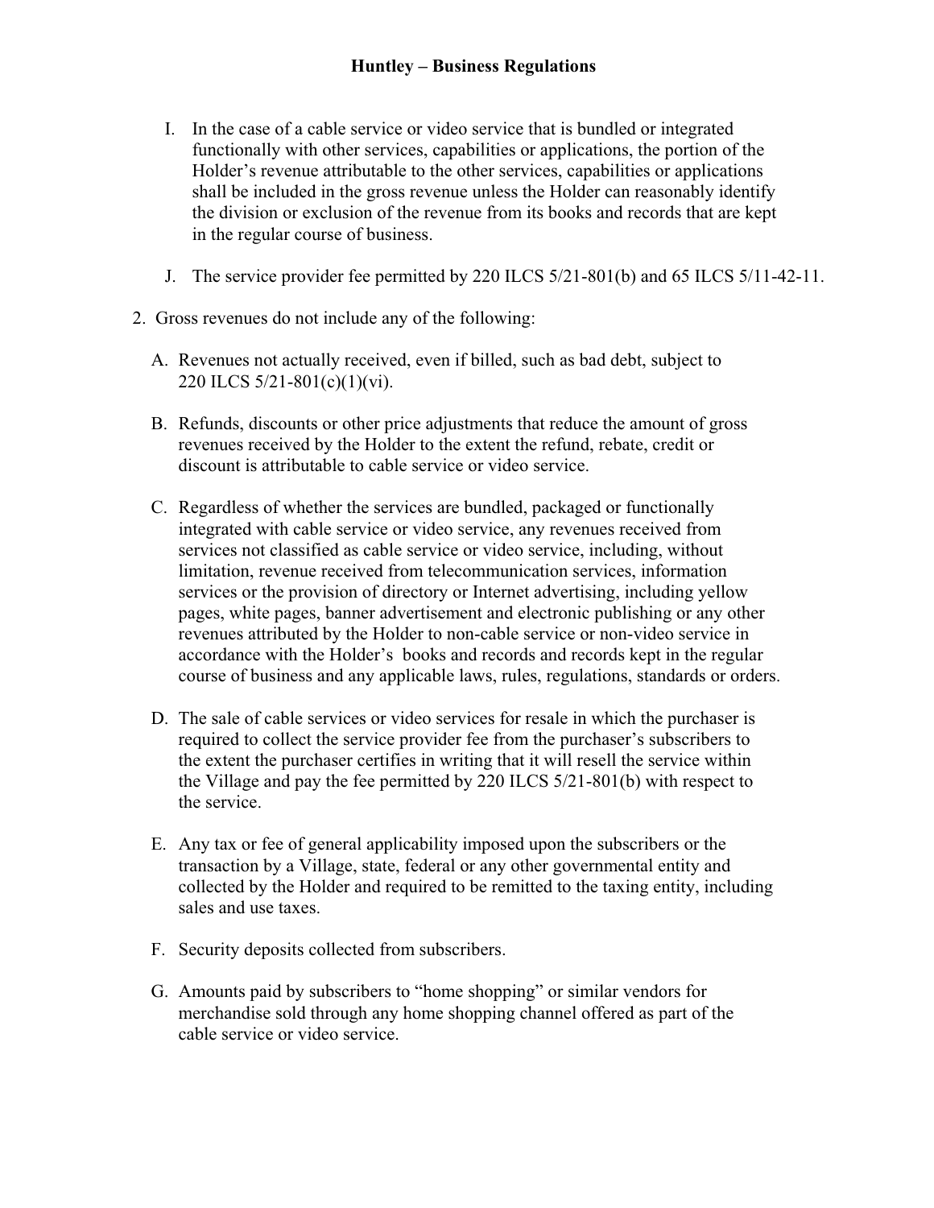I. In the case of a cable service or video service that is bundled or integrated functionally with other services, capabilities or applications, the portion of the Holder's revenue attributable to the other services, capabilities or applications shall be included in the gross revenue unless the Holder can reasonably identify the division or exclusion of the revenue from its books and records that are kept in the regular course of business.

J. The service provider fee permitted by 220 ILCS 5/21-801(b) and 65 ILCS 5/11-42-11.

2. Gross revenues do not include any of the following:

   A. Revenues not actually received, even if billed, such as bad debt, subject to 220 ILCS 5/21-801(c)(1)(vi).

   B. Refunds, discounts or other price adjustments that reduce the amount of gross revenues received by the Holder to the extent the refund, rebate, credit or discount is attributable to cable service or video service.

   C. Regardless of whether the services are bundled, packaged or functionally integrated with cable service or video service, any revenues received from services not classified as cable service or video service, including, without limitation, revenue received from telecommunication services, information services or the provision of directory or Internet advertising, including yellow pages, white pages, banner advertisement and electronic publishing or any other revenues attributed by the Holder to non-cable service or non-video service in accordance with the Holder's books and records and records kept in the regular course of business and any applicable laws, rules, regulations, standards or orders.

   D. The sale of cable services or video services for resale in which the purchaser is required to collect the service provider fee from the purchaser's subscribers to the extent the purchaser certifies in writing that it will resell the service within the Village and pay the fee permitted by 220 ILCS 5/21-801(b) with respect to the service.

   E. Any tax or fee of general applicability imposed upon the subscribers or the transaction by a Village, state, federal or any other governmental entity and collected by the Holder and required to be remitted to the taxing entity, including sales and use taxes.

   F. Security deposits collected from subscribers.

   G. Amounts paid by subscribers to "home shopping" or similar vendors for merchandise sold through any home shopping channel offered as part of the cable service or video service.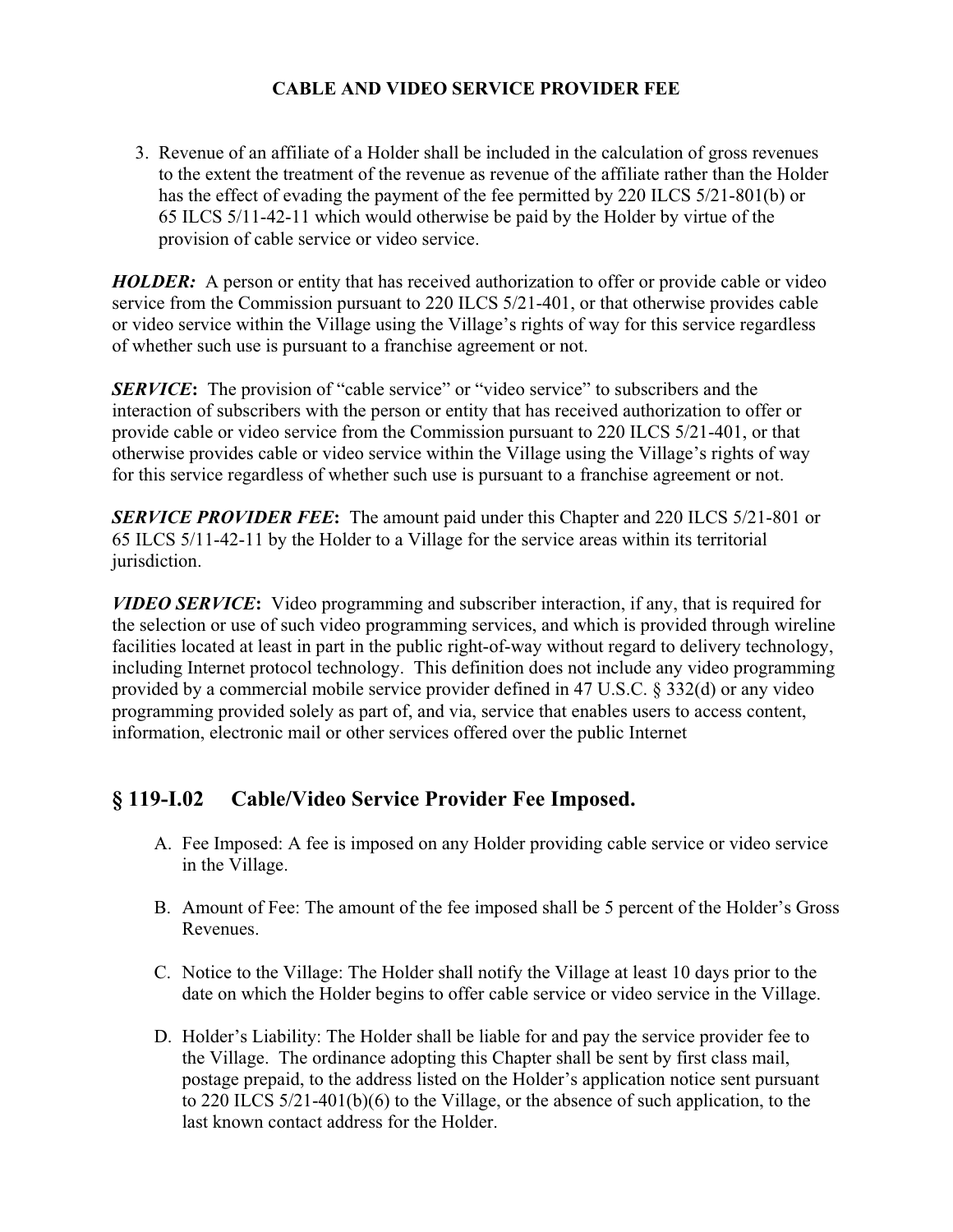3. Revenue of an affiliate of a Holder shall be included in the calculation of gross revenues to the extent the treatment of the revenue as revenue of the affiliate rather than the Holder has the effect of evading the payment of the fee permitted by 220 ILCS 5/21-801(b) or 65 ILCS 5/11-42-11 which would otherwise be paid by the Holder by virtue of the provision of cable service or video service.

***HOLDER:*** A person or entity that has received authorization to offer or provide cable or video service from the Commission pursuant to 220 ILCS 5/21-401, or that otherwise provides cable or video service within the Village using the Village's rights of way for this service regardless of whether such use is pursuant to a franchise agreement or not.

***SERVICE*:** The provision of "cable service" or "video service" to subscribers and the interaction of subscribers with the person or entity that has received authorization to offer or provide cable or video service from the Commission pursuant to 220 ILCS 5/21-401, or that otherwise provides cable or video service within the Village using the Village's rights of way for this service regardless of whether such use is pursuant to a franchise agreement or not.

***SERVICE PROVIDER FEE*:** The amount paid under this Chapter and 220 ILCS 5/21-801 or 65 ILCS 5/11-42-11 by the Holder to a Village for the service areas within its territorial jurisdiction.

***VIDEO SERVICE*:** Video programming and subscriber interaction, if any, that is required for the selection or use of such video programming services, and which is provided through wireline facilities located at least in part in the public right-of-way without regard to delivery technology, including Internet protocol technology. This definition does not include any video programming provided by a commercial mobile service provider defined in 47 U.S.C. § 332(d) or any video programming provided solely as part of, and via, service that enables users to access content, information, electronic mail or other services offered over the public Internet

## § 119-I.02 Cable/Video Service Provider Fee Imposed.

A. Fee Imposed: A fee is imposed on any Holder providing cable service or video service in the Village.

B. Amount of Fee: The amount of the fee imposed shall be 5 percent of the Holder's Gross Revenues.

C. Notice to the Village: The Holder shall notify the Village at least 10 days prior to the date on which the Holder begins to offer cable service or video service in the Village.

D. Holder's Liability: The Holder shall be liable for and pay the service provider fee to the Village. The ordinance adopting this Chapter shall be sent by first class mail, postage prepaid, to the address listed on the Holder's application notice sent pursuant to 220 ILCS 5/21-401(b)(6) to the Village, or the absence of such application, to the last known contact address for the Holder.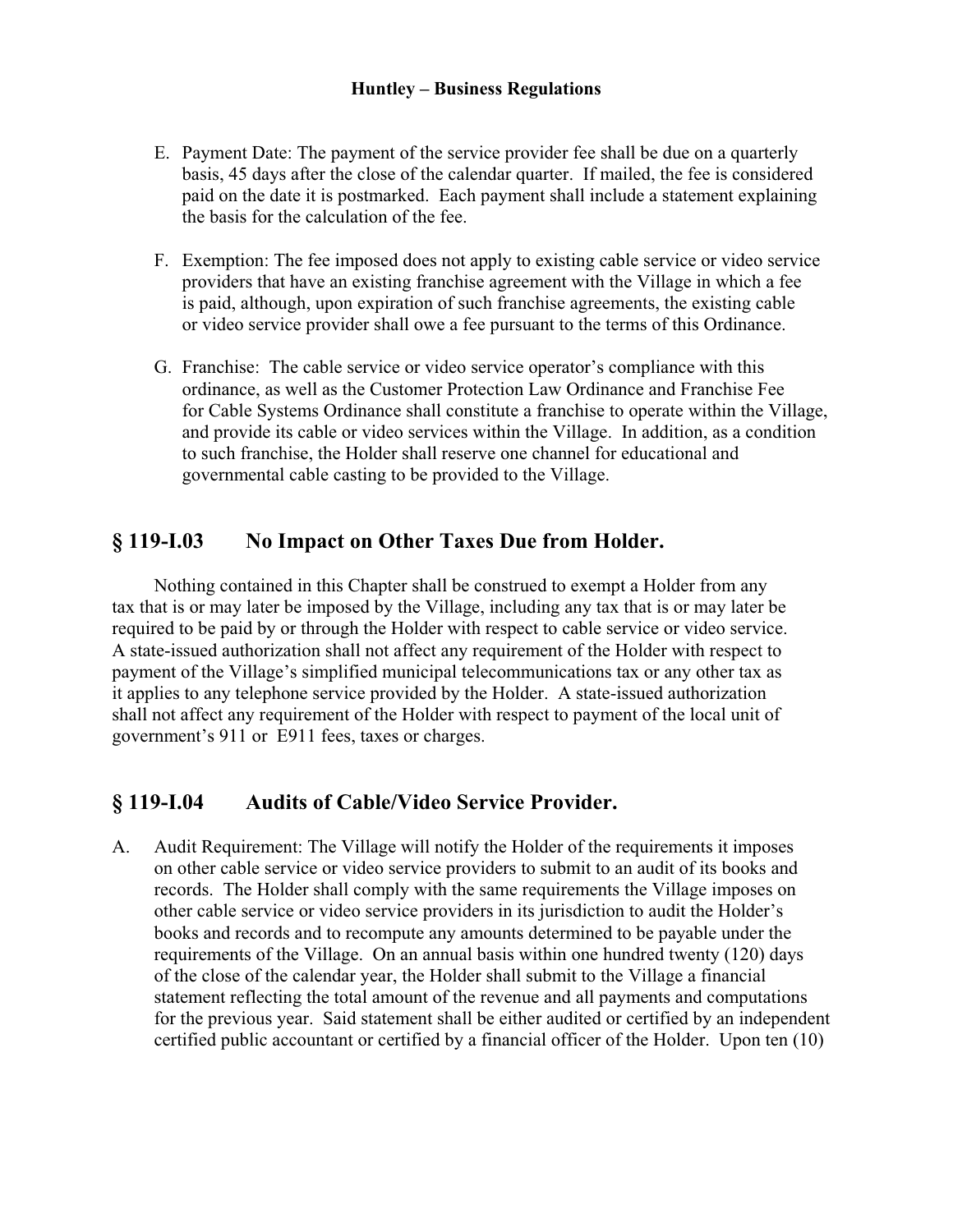E. Payment Date: The payment of the service provider fee shall be due on a quarterly basis, 45 days after the close of the calendar quarter. If mailed, the fee is considered paid on the date it is postmarked. Each payment shall include a statement explaining the basis for the calculation of the fee.

F. Exemption: The fee imposed does not apply to existing cable service or video service providers that have an existing franchise agreement with the Village in which a fee is paid, although, upon expiration of such franchise agreements, the existing cable or video service provider shall owe a fee pursuant to the terms of this Ordinance.

G. Franchise: The cable service or video service operator's compliance with this ordinance, as well as the Customer Protection Law Ordinance and Franchise Fee for Cable Systems Ordinance shall constitute a franchise to operate within the Village, and provide its cable or video services within the Village. In addition, as a condition to such franchise, the Holder shall reserve one channel for educational and governmental cable casting to be provided to the Village.

## § 119-I.03 No Impact on Other Taxes Due from Holder.

Nothing contained in this Chapter shall be construed to exempt a Holder from any tax that is or may later be imposed by the Village, including any tax that is or may later be required to be paid by or through the Holder with respect to cable service or video service. A state-issued authorization shall not affect any requirement of the Holder with respect to payment of the Village's simplified municipal telecommunications tax or any other tax as it applies to any telephone service provided by the Holder. A state-issued authorization shall not affect any requirement of the Holder with respect to payment of the local unit of government's 911 or E911 fees, taxes or charges.

## § 119-I.04 Audits of Cable/Video Service Provider.

A. Audit Requirement: The Village will notify the Holder of the requirements it imposes on other cable service or video service providers to submit to an audit of its books and records. The Holder shall comply with the same requirements the Village imposes on other cable service or video service providers in its jurisdiction to audit the Holder's books and records and to recompute any amounts determined to be payable under the requirements of the Village. On an annual basis within one hundred twenty (120) days of the close of the calendar year, the Holder shall submit to the Village a financial statement reflecting the total amount of the revenue and all payments and computations for the previous year. Said statement shall be either audited or certified by an independent certified public accountant or certified by a financial officer of the Holder. Upon ten (10)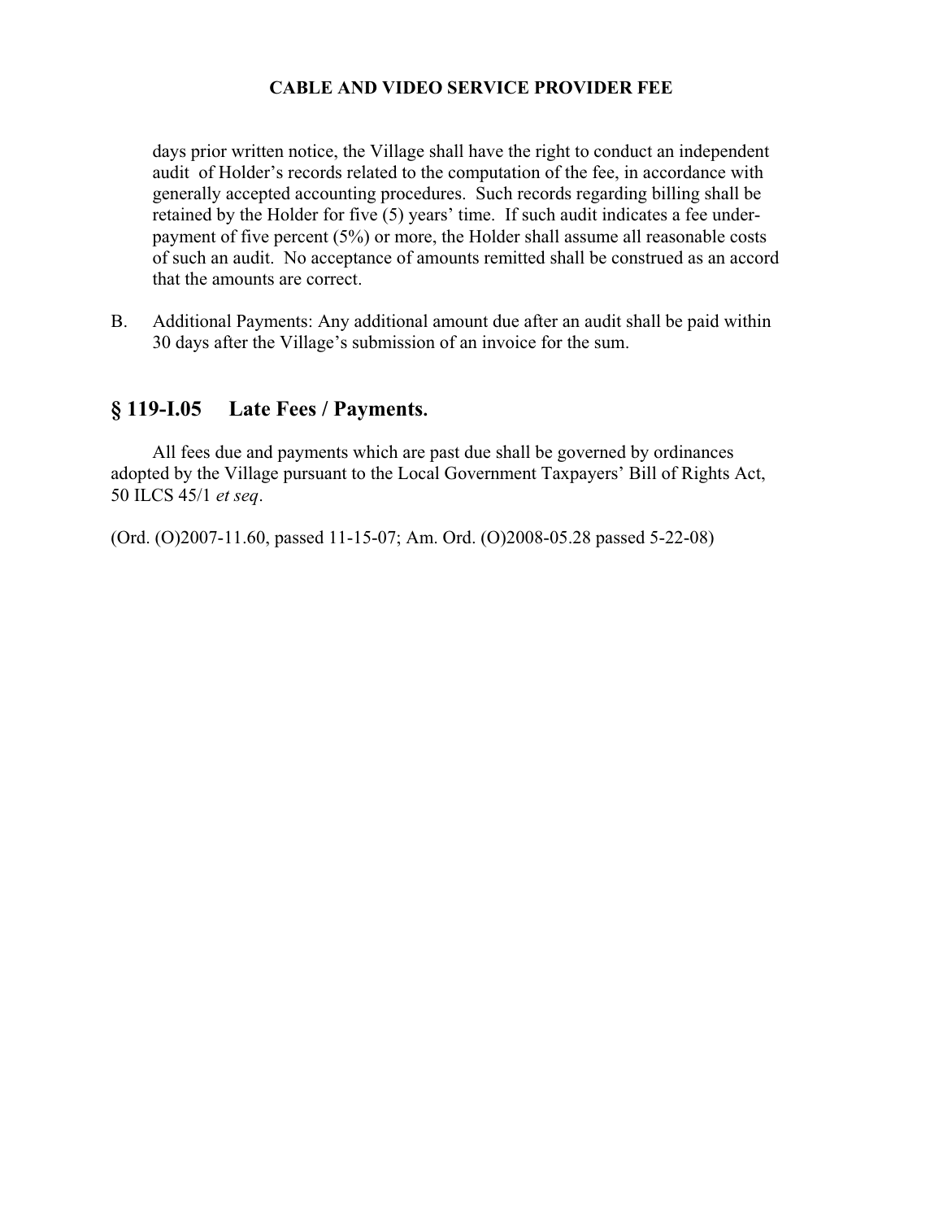days prior written notice, the Village shall have the right to conduct an independent audit of Holder's records related to the computation of the fee, in accordance with generally accepted accounting procedures. Such records regarding billing shall be retained by the Holder for five (5) years' time. If such audit indicates a fee under-payment of five percent (5%) or more, the Holder shall assume all reasonable costs of such an audit. No acceptance of amounts remitted shall be construed as an accord that the amounts are correct.

B. Additional Payments: Any additional amount due after an audit shall be paid within 30 days after the Village's submission of an invoice for the sum.

## § 119-I.05 Late Fees / Payments.

All fees due and payments which are past due shall be governed by ordinances adopted by the Village pursuant to the Local Government Taxpayers' Bill of Rights Act, 50 ILCS 45/1 *et seq*.

(Ord. (O)2007-11.60, passed 11-15-07; Am. Ord. (O)2008-05.28 passed 5-22-08)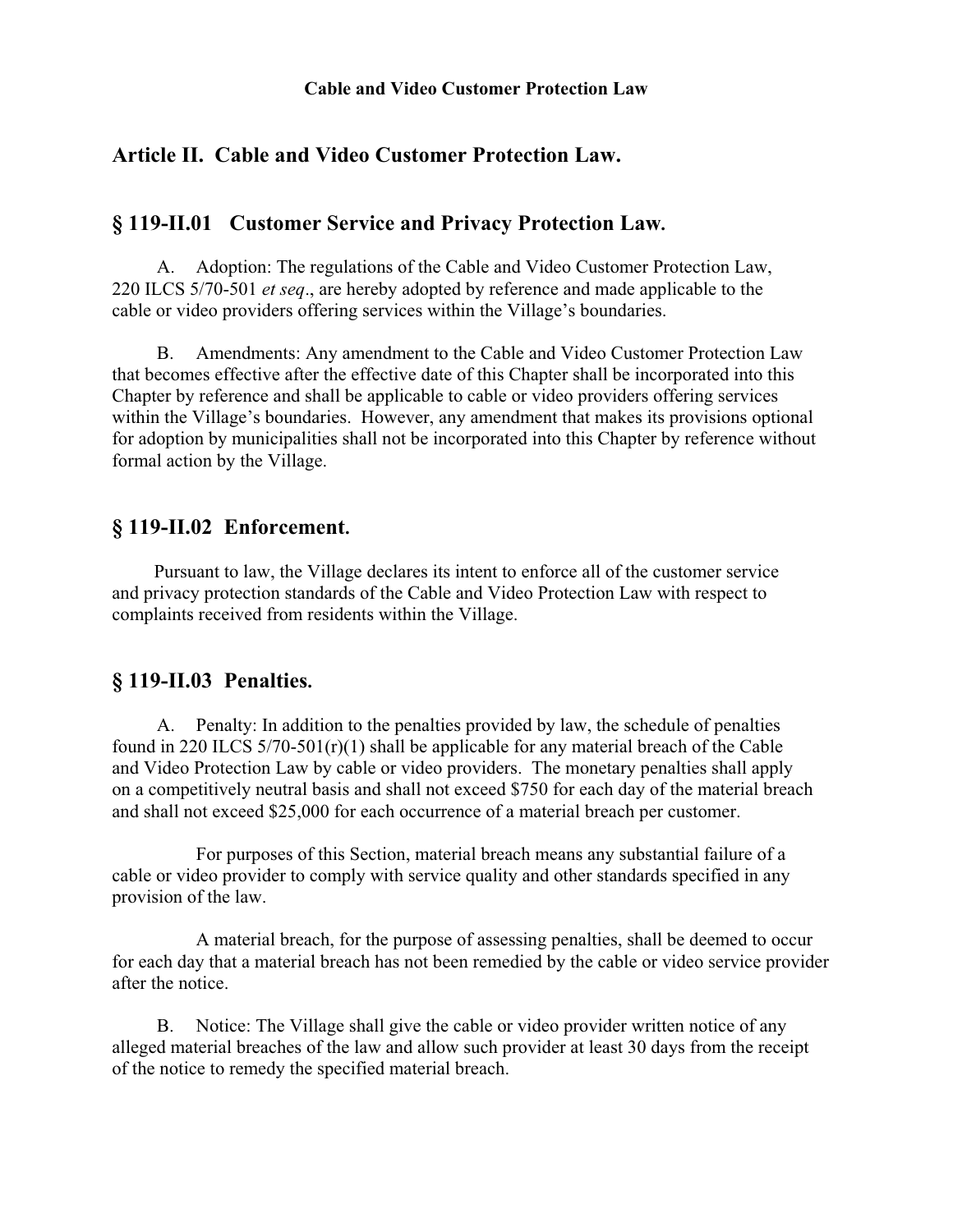**Cable and Video Customer Protection Law**

## Article II. Cable and Video Customer Protection Law.

## § 119-II.01 Customer Service and Privacy Protection Law.

A. Adoption: The regulations of the Cable and Video Customer Protection Law, 220 ILCS 5/70-501 *et seq*., are hereby adopted by reference and made applicable to the cable or video providers offering services within the Village's boundaries.

B. Amendments: Any amendment to the Cable and Video Customer Protection Law that becomes effective after the effective date of this Chapter shall be incorporated into this Chapter by reference and shall be applicable to cable or video providers offering services within the Village's boundaries. However, any amendment that makes its provisions optional for adoption by municipalities shall not be incorporated into this Chapter by reference without formal action by the Village.

## § 119-II.02 Enforcement.

Pursuant to law, the Village declares its intent to enforce all of the customer service and privacy protection standards of the Cable and Video Protection Law with respect to complaints received from residents within the Village.

## § 119-II.03 Penalties.

A. Penalty: In addition to the penalties provided by law, the schedule of penalties found in 220 ILCS 5/70-501(r)(1) shall be applicable for any material breach of the Cable and Video Protection Law by cable or video providers. The monetary penalties shall apply on a competitively neutral basis and shall not exceed $750 for each day of the material breach and shall not exceed $25,000 for each occurrence of a material breach per customer.

For purposes of this Section, material breach means any substantial failure of a cable or video provider to comply with service quality and other standards specified in any provision of the law.

A material breach, for the purpose of assessing penalties, shall be deemed to occur for each day that a material breach has not been remedied by the cable or video service provider after the notice.

B. Notice: The Village shall give the cable or video provider written notice of any alleged material breaches of the law and allow such provider at least 30 days from the receipt of the notice to remedy the specified material breach.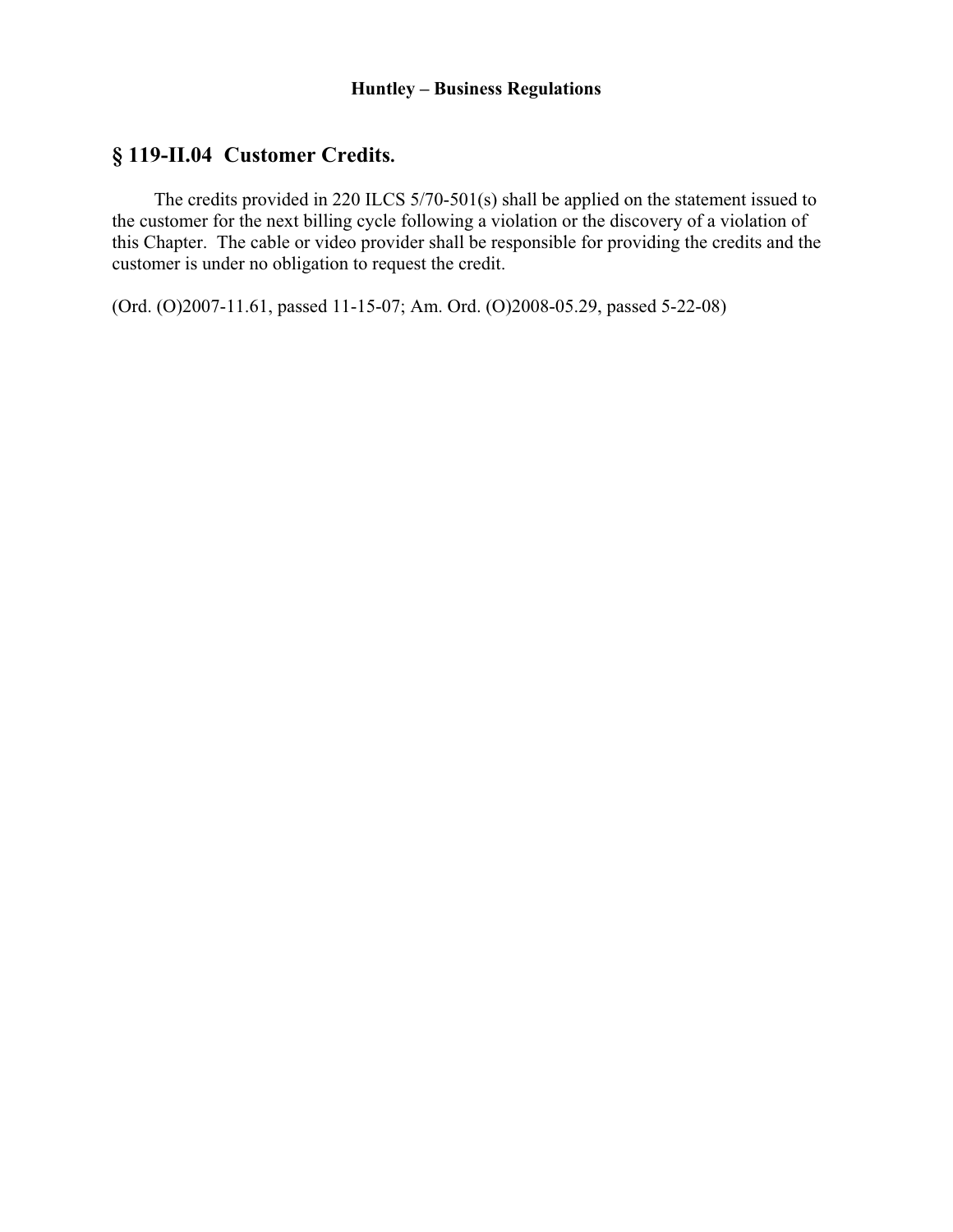## § 119-II.04 Customer Credits.

The credits provided in 220 ILCS 5/70-501(s) shall be applied on the statement issued to the customer for the next billing cycle following a violation or the discovery of a violation of this Chapter. The cable or video provider shall be responsible for providing the credits and the customer is under no obligation to request the credit.

(Ord. (O)2007-11.61, passed 11-15-07; Am. Ord. (O)2008-05.29, passed 5-22-08)